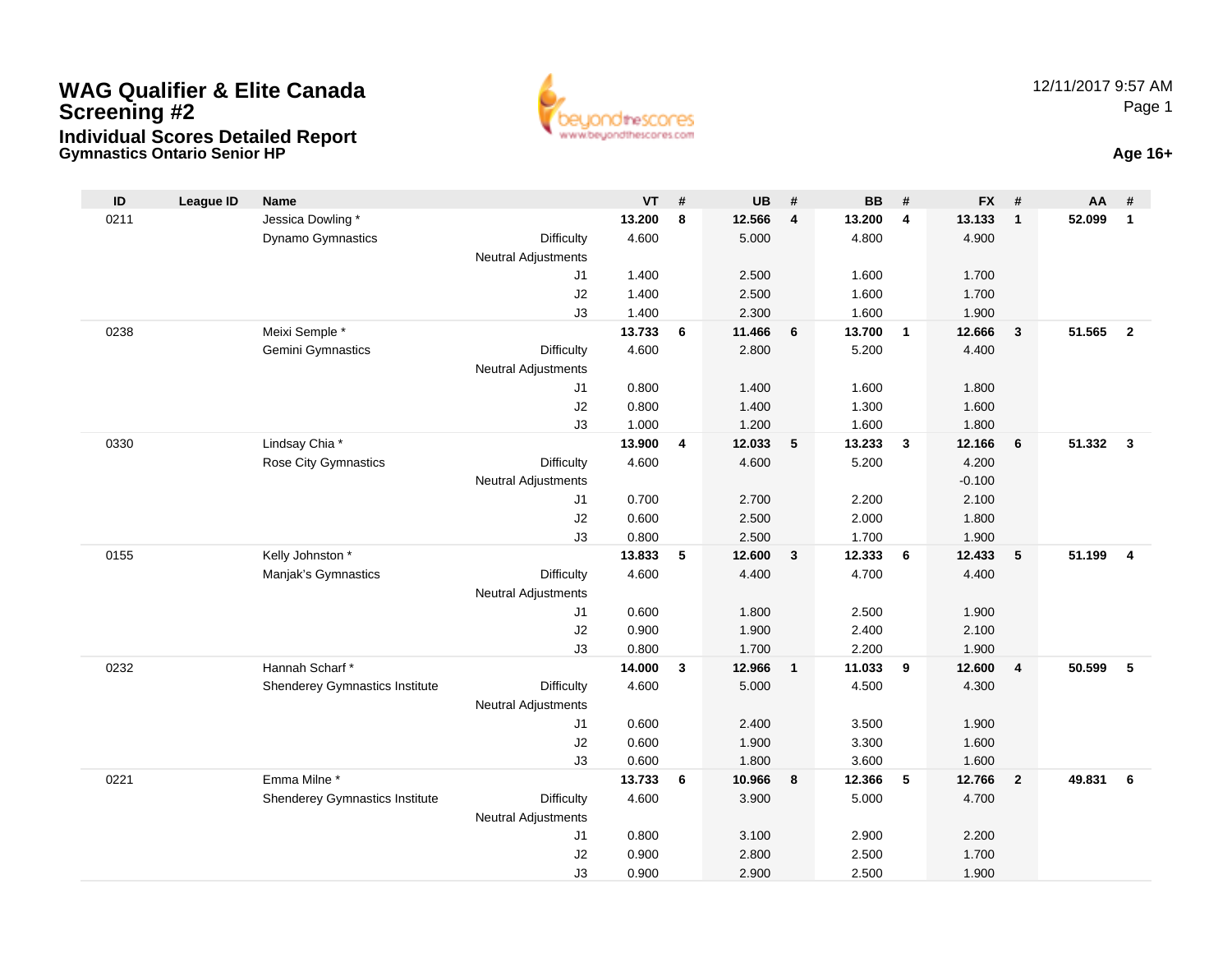# WAG Qualifier & Elite Canada Screening #2

## Individual Scores Detailed Report

### Gymnastics Ontario Senior HP

12/11/2017 9:57 AM

**Age 16+**

| ID | League ID | Name | | VT | # | UB | # | BB | # | FX | # | AA | # |
|---|---|---|---|---|---|---|---|---|---|---|---|---|---|
| 0211 | | Jessica Dowling * | | **13.200** | **8** | **12.566** | **4** | **13.200** | **4** | **13.133** | **1** | **52.099** | **1** |
| | | Dynamo Gymnastics | Difficulty | 4.600 | | 5.000 | | 4.800 | | 4.900 | | | |
| | | | Neutral Adjustments | | | | | | | | | | |
| | | | J1 | 1.400 | | 2.500 | | 1.600 | | 1.700 | | | |
| | | | J2 | 1.400 | | 2.500 | | 1.600 | | 1.700 | | | |
| | | | J3 | 1.400 | | 2.300 | | 1.600 | | 1.900 | | | |
| 0238 | | Meixi Semple * | | **13.733** | **6** | **11.466** | **6** | **13.700** | **1** | **12.666** | **3** | **51.565** | **2** |
| | | Gemini Gymnastics | Difficulty | 4.600 | | 2.800 | | 5.200 | | 4.400 | | | |
| | | | Neutral Adjustments | | | | | | | | | | |
| | | | J1 | 0.800 | | 1.400 | | 1.600 | | 1.800 | | | |
| | | | J2 | 0.800 | | 1.400 | | 1.300 | | 1.600 | | | |
| | | | J3 | 1.000 | | 1.200 | | 1.600 | | 1.800 | | | |
| 0330 | | Lindsay Chia * | | **13.900** | **4** | **12.033** | **5** | **13.233** | **3** | **12.166** | **6** | **51.332** | **3** |
| | | Rose City Gymnastics | Difficulty | 4.600 | | 4.600 | | 5.200 | | 4.200 | | | |
| | | | Neutral Adjustments | | | | | | | -0.100 | | | |
| | | | J1 | 0.700 | | 2.700 | | 2.200 | | 2.100 | | | |
| | | | J2 | 0.600 | | 2.500 | | 2.000 | | 1.800 | | | |
| | | | J3 | 0.800 | | 2.500 | | 1.700 | | 1.900 | | | |
| 0155 | | Kelly Johnston * | | **13.833** | **5** | **12.600** | **3** | **12.333** | **6** | **12.433** | **5** | **51.199** | **4** |
| | | Manjak's Gymnastics | Difficulty | 4.600 | | 4.400 | | 4.700 | | 4.400 | | | |
| | | | Neutral Adjustments | | | | | | | | | | |
| | | | J1 | 0.600 | | 1.800 | | 2.500 | | 1.900 | | | |
| | | | J2 | 0.900 | | 1.900 | | 2.400 | | 2.100 | | | |
| | | | J3 | 0.800 | | 1.700 | | 2.200 | | 1.900 | | | |
| 0232 | | Hannah Scharf * | | **14.000** | **3** | **12.966** | **1** | **11.033** | **9** | **12.600** | **4** | **50.599** | **5** |
| | | Shenderey Gymnastics Institute | Difficulty | 4.600 | | 5.000 | | 4.500 | | 4.300 | | | |
| | | | Neutral Adjustments | | | | | | | | | | |
| | | | J1 | 0.600 | | 2.400 | | 3.500 | | 1.900 | | | |
| | | | J2 | 0.600 | | 1.900 | | 3.300 | | 1.600 | | | |
| | | | J3 | 0.600 | | 1.800 | | 3.600 | | 1.600 | | | |
| 0221 | | Emma Milne * | | **13.733** | **6** | **10.966** | **8** | **12.366** | **5** | **12.766** | **2** | **49.831** | **6** |
| | | Shenderey Gymnastics Institute | Difficulty | 4.600 | | 3.900 | | 5.000 | | 4.700 | | | |
| | | | Neutral Adjustments | | | | | | | | | | |
| | | | J1 | 0.800 | | 3.100 | | 2.900 | | 2.200 | | | |
| | | | J2 | 0.900 | | 2.800 | | 2.500 | | 1.700 | | | |
| | | | J3 | 0.900 | | 2.900 | | 2.500 | | 1.900 | | | |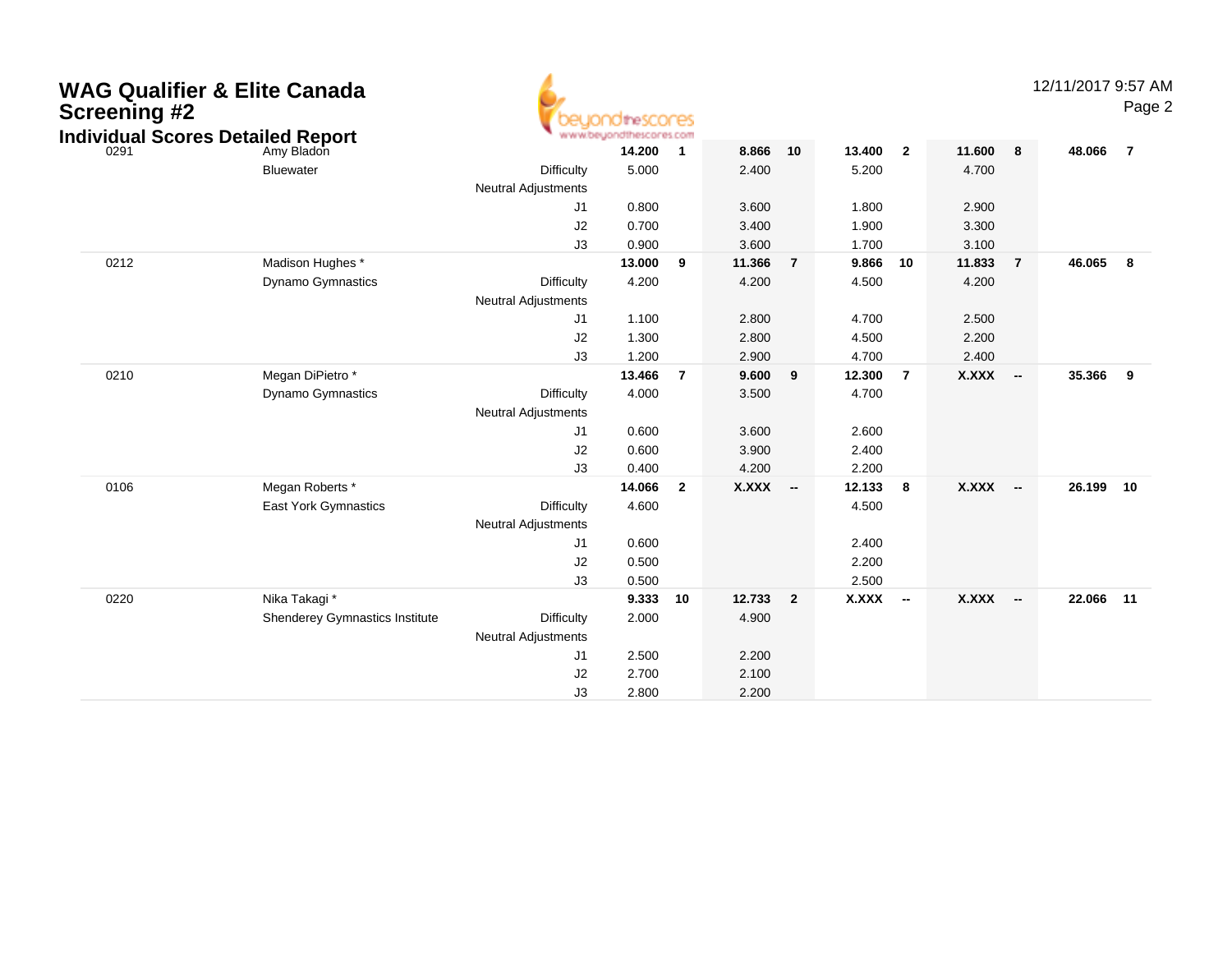# WAG Qualifier & Elite Canada Screening #2

## Individual Scores Detailed Report

| | | | | | | | | | | | | |
|---|---|---|---|---|---|---|---|---|---|---|---|---|
| 0291 | Amy Bladon | | **14.200** | **1** | **8.866** | **10** | **13.400** | **2** | **11.600** | **8** | **48.066** | **7** |
| | Bluewater | Difficulty | 5.000 | | 2.400 | | 5.200 | | 4.700 | | | |
| | | Neutral Adjustments | | | | | | | | | | |
| | | J1 | 0.800 | | 3.600 | | 1.800 | | 2.900 | | | |
| | | J2 | 0.700 | | 3.400 | | 1.900 | | 3.300 | | | |
| | | J3 | 0.900 | | 3.600 | | 1.700 | | 3.100 | | | |
| 0212 | Madison Hughes * | | **13.000** | **9** | **11.366** | **7** | **9.866** | **10** | **11.833** | **7** | **46.065** | **8** |
| | Dynamo Gymnastics | Difficulty | 4.200 | | 4.200 | | 4.500 | | 4.200 | | | |
| | | Neutral Adjustments | | | | | | | | | | |
| | | J1 | 1.100 | | 2.800 | | 4.700 | | 2.500 | | | |
| | | J2 | 1.300 | | 2.800 | | 4.500 | | 2.200 | | | |
| | | J3 | 1.200 | | 2.900 | | 4.700 | | 2.400 | | | |
| 0210 | Megan DiPietro * | | **13.466** | **7** | **9.600** | **9** | **12.300** | **7** | **X.XXX** | **--** | **35.366** | **9** |
| | Dynamo Gymnastics | Difficulty | 4.000 | | 3.500 | | 4.700 | | | | | |
| | | Neutral Adjustments | | | | | | | | | | |
| | | J1 | 0.600 | | 3.600 | | 2.600 | | | | | |
| | | J2 | 0.600 | | 3.900 | | 2.400 | | | | | |
| | | J3 | 0.400 | | 4.200 | | 2.200 | | | | | |
| 0106 | Megan Roberts * | | **14.066** | **2** | **X.XXX** | **--** | **12.133** | **8** | **X.XXX** | **--** | **26.199** | **10** |
| | East York Gymnastics | Difficulty | 4.600 | | | | 4.500 | | | | | |
| | | Neutral Adjustments | | | | | | | | | | |
| | | J1 | 0.600 | | | | 2.400 | | | | | |
| | | J2 | 0.500 | | | | 2.200 | | | | | |
| | | J3 | 0.500 | | | | 2.500 | | | | | |
| 0220 | Nika Takagi * | | **9.333** | **10** | **12.733** | **2** | **X.XXX** | **--** | **X.XXX** | **--** | **22.066** | **11** |
| | Shenderey Gymnastics Institute | Difficulty | 2.000 | | 4.900 | | | | | | | |
| | | Neutral Adjustments | | | | | | | | | | |
| | | J1 | 2.500 | | 2.200 | | | | | | | |
| | | J2 | 2.700 | | 2.100 | | | | | | | |
| | | J3 | 2.800 | | 2.200 | | | | | | | |